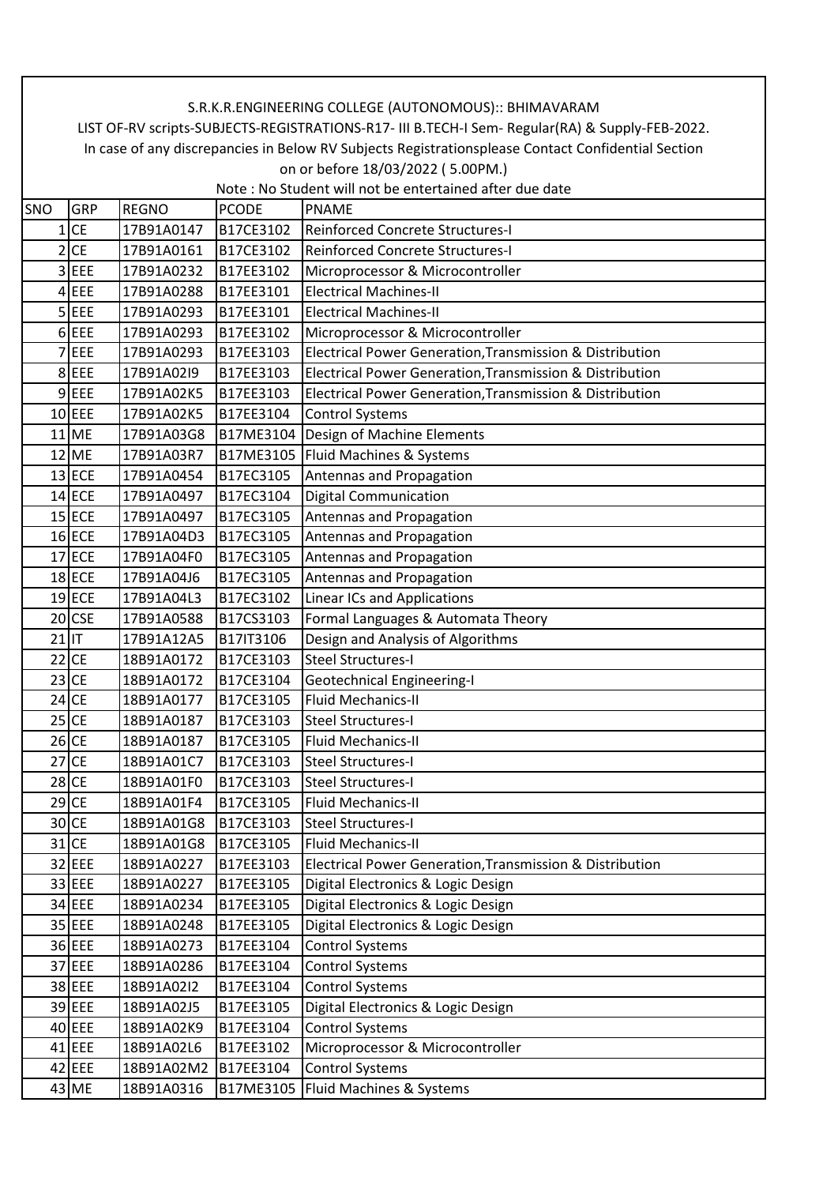S.R.K.R.ENGINEERING COLLEGE (AUTONOMOUS):: BHIMAVARAM

LIST OF-RV scripts-SUBJECTS-REGISTRATIONS-R17- III B.TECH-I Sem- Regular(RA) & Supply-FEB-2022.

In case of any discrepancies in Below RV Subjects Registrationsplease Contact Confidential Section on or before 18/03/2022 ( 5.00PM.)

Note : No Student will not be entertained after due date

| SNO | GRP | REGNO | PCODE | PNAME |
|---|---|---|---|---|
| 1 | CE | 17B91A0147 | B17CE3102 | Reinforced Concrete Structures-I |
| 2 | CE | 17B91A0161 | B17CE3102 | Reinforced Concrete Structures-I |
| 3 | EEE | 17B91A0232 | B17EE3102 | Microprocessor & Microcontroller |
| 4 | EEE | 17B91A0288 | B17EE3101 | Electrical Machines-II |
| 5 | EEE | 17B91A0293 | B17EE3101 | Electrical Machines-II |
| 6 | EEE | 17B91A0293 | B17EE3102 | Microprocessor & Microcontroller |
| 7 | EEE | 17B91A0293 | B17EE3103 | Electrical Power Generation,Transmission & Distribution |
| 8 | EEE | 17B91A02I9 | B17EE3103 | Electrical Power Generation,Transmission & Distribution |
| 9 | EEE | 17B91A02K5 | B17EE3103 | Electrical Power Generation,Transmission & Distribution |
| 10 | EEE | 17B91A02K5 | B17EE3104 | Control Systems |
| 11 | ME | 17B91A03G8 | B17ME3104 | Design of Machine Elements |
| 12 | ME | 17B91A03R7 | B17ME3105 | Fluid Machines & Systems |
| 13 | ECE | 17B91A0454 | B17EC3105 | Antennas and Propagation |
| 14 | ECE | 17B91A0497 | B17EC3104 | Digital Communication |
| 15 | ECE | 17B91A0497 | B17EC3105 | Antennas and Propagation |
| 16 | ECE | 17B91A04D3 | B17EC3105 | Antennas and Propagation |
| 17 | ECE | 17B91A04F0 | B17EC3105 | Antennas and Propagation |
| 18 | ECE | 17B91A04J6 | B17EC3105 | Antennas and Propagation |
| 19 | ECE | 17B91A04L3 | B17EC3102 | Linear ICs and Applications |
| 20 | CSE | 17B91A0588 | B17CS3103 | Formal Languages & Automata Theory |
| 21 | IT | 17B91A12A5 | B17IT3106 | Design and Analysis of Algorithms |
| 22 | CE | 18B91A0172 | B17CE3103 | Steel Structures-I |
| 23 | CE | 18B91A0172 | B17CE3104 | Geotechnical Engineering-I |
| 24 | CE | 18B91A0177 | B17CE3105 | Fluid Mechanics-II |
| 25 | CE | 18B91A0187 | B17CE3103 | Steel Structures-I |
| 26 | CE | 18B91A0187 | B17CE3105 | Fluid Mechanics-II |
| 27 | CE | 18B91A01C7 | B17CE3103 | Steel Structures-I |
| 28 | CE | 18B91A01F0 | B17CE3103 | Steel Structures-I |
| 29 | CE | 18B91A01F4 | B17CE3105 | Fluid Mechanics-II |
| 30 | CE | 18B91A01G8 | B17CE3103 | Steel Structures-I |
| 31 | CE | 18B91A01G8 | B17CE3105 | Fluid Mechanics-II |
| 32 | EEE | 18B91A0227 | B17EE3103 | Electrical Power Generation,Transmission & Distribution |
| 33 | EEE | 18B91A0227 | B17EE3105 | Digital Electronics & Logic Design |
| 34 | EEE | 18B91A0234 | B17EE3105 | Digital Electronics & Logic Design |
| 35 | EEE | 18B91A0248 | B17EE3105 | Digital Electronics & Logic Design |
| 36 | EEE | 18B91A0273 | B17EE3104 | Control Systems |
| 37 | EEE | 18B91A0286 | B17EE3104 | Control Systems |
| 38 | EEE | 18B91A02I2 | B17EE3104 | Control Systems |
| 39 | EEE | 18B91A02J5 | B17EE3105 | Digital Electronics & Logic Design |
| 40 | EEE | 18B91A02K9 | B17EE3104 | Control Systems |
| 41 | EEE | 18B91A02L6 | B17EE3102 | Microprocessor & Microcontroller |
| 42 | EEE | 18B91A02M2 | B17EE3104 | Control Systems |
| 43 | ME | 18B91A0316 | B17ME3105 | Fluid Machines & Systems |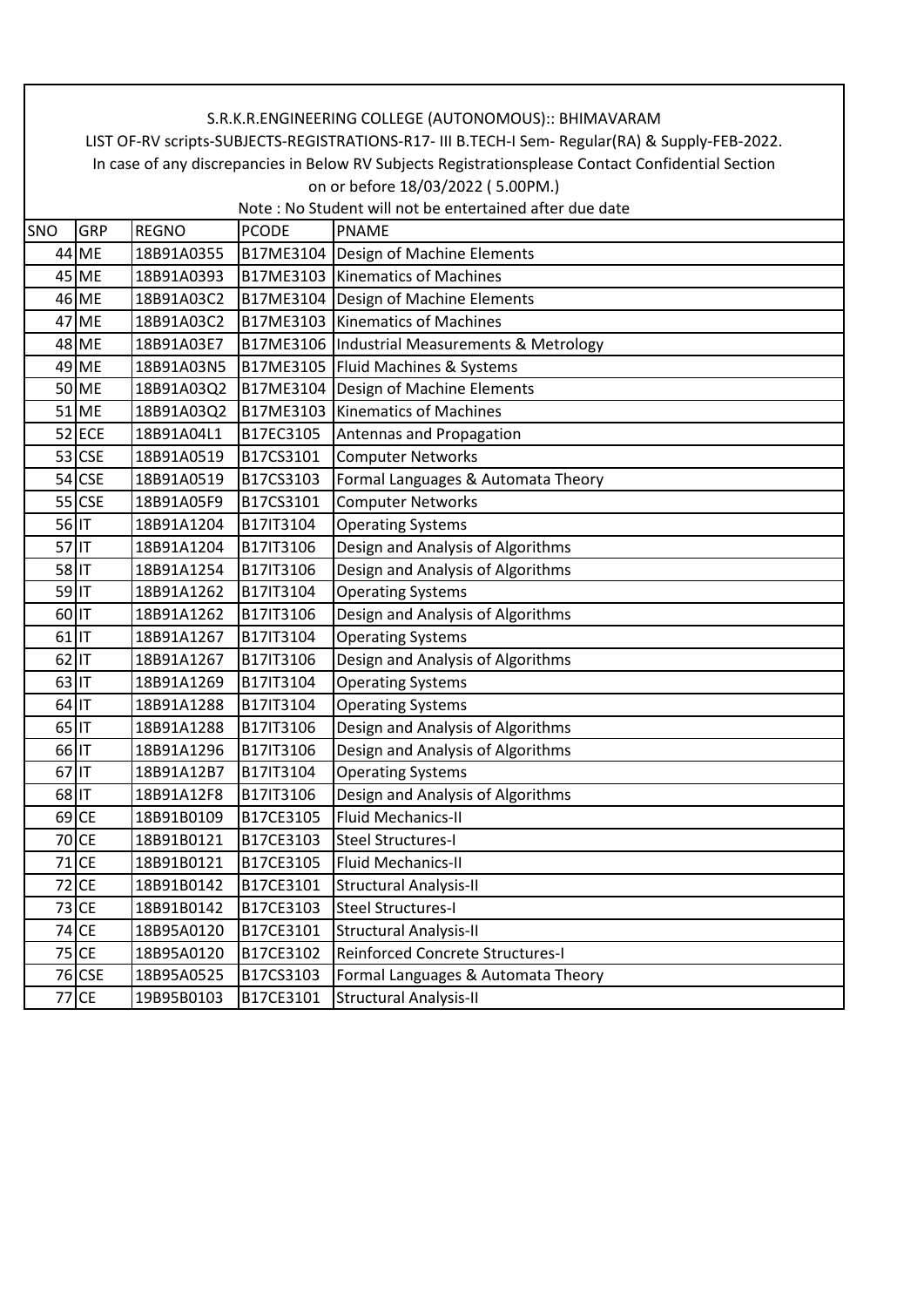S.R.K.R.ENGINEERING COLLEGE (AUTONOMOUS):: BHIMAVARAM

LIST OF-RV scripts-SUBJECTS-REGISTRATIONS-R17- III B.TECH-I Sem- Regular(RA) & Supply-FEB-2022.

In case of any discrepancies in Below RV Subjects Registrationsplease Contact Confidential Section on or before 18/03/2022 ( 5.00PM.)

Note : No Student will not be entertained after due date

| SNO | GRP | REGNO | PCODE | PNAME |
|---|---|---|---|---|
| 44 | ME | 18B91A0355 | B17ME3104 | Design of Machine Elements |
| 45 | ME | 18B91A0393 | B17ME3103 | Kinematics of Machines |
| 46 | ME | 18B91A03C2 | B17ME3104 | Design of Machine Elements |
| 47 | ME | 18B91A03C2 | B17ME3103 | Kinematics of Machines |
| 48 | ME | 18B91A03E7 | B17ME3106 | Industrial Measurements & Metrology |
| 49 | ME | 18B91A03N5 | B17ME3105 | Fluid Machines & Systems |
| 50 | ME | 18B91A03Q2 | B17ME3104 | Design of Machine Elements |
| 51 | ME | 18B91A03Q2 | B17ME3103 | Kinematics of Machines |
| 52 | ECE | 18B91A04L1 | B17EC3105 | Antennas and Propagation |
| 53 | CSE | 18B91A0519 | B17CS3101 | Computer Networks |
| 54 | CSE | 18B91A0519 | B17CS3103 | Formal Languages & Automata Theory |
| 55 | CSE | 18B91A05F9 | B17CS3101 | Computer Networks |
| 56 | IT | 18B91A1204 | B17IT3104 | Operating Systems |
| 57 | IT | 18B91A1204 | B17IT3106 | Design and Analysis of Algorithms |
| 58 | IT | 18B91A1254 | B17IT3106 | Design and Analysis of Algorithms |
| 59 | IT | 18B91A1262 | B17IT3104 | Operating Systems |
| 60 | IT | 18B91A1262 | B17IT3106 | Design and Analysis of Algorithms |
| 61 | IT | 18B91A1267 | B17IT3104 | Operating Systems |
| 62 | IT | 18B91A1267 | B17IT3106 | Design and Analysis of Algorithms |
| 63 | IT | 18B91A1269 | B17IT3104 | Operating Systems |
| 64 | IT | 18B91A1288 | B17IT3104 | Operating Systems |
| 65 | IT | 18B91A1288 | B17IT3106 | Design and Analysis of Algorithms |
| 66 | IT | 18B91A1296 | B17IT3106 | Design and Analysis of Algorithms |
| 67 | IT | 18B91A12B7 | B17IT3104 | Operating Systems |
| 68 | IT | 18B91A12F8 | B17IT3106 | Design and Analysis of Algorithms |
| 69 | CE | 18B91B0109 | B17CE3105 | Fluid Mechanics-II |
| 70 | CE | 18B91B0121 | B17CE3103 | Steel Structures-I |
| 71 | CE | 18B91B0121 | B17CE3105 | Fluid Mechanics-II |
| 72 | CE | 18B91B0142 | B17CE3101 | Structural Analysis-II |
| 73 | CE | 18B91B0142 | B17CE3103 | Steel Structures-I |
| 74 | CE | 18B95A0120 | B17CE3101 | Structural Analysis-II |
| 75 | CE | 18B95A0120 | B17CE3102 | Reinforced Concrete Structures-I |
| 76 | CSE | 18B95A0525 | B17CS3103 | Formal Languages & Automata Theory |
| 77 | CE | 19B95B0103 | B17CE3101 | Structural Analysis-II |